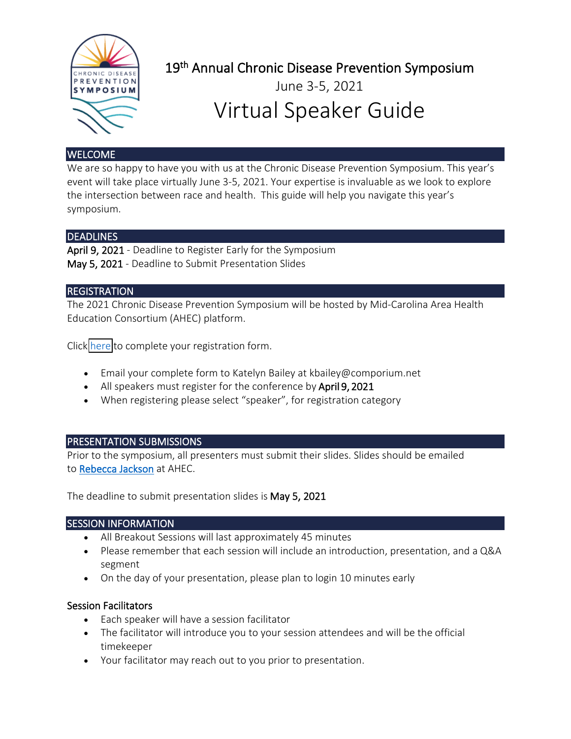# 19th Annual Chronic Disease Prevention Symposium

June 3-5, 2021

# Virtual Speaker Guide

## WELCOME

We are so happy to have you with us at the Chronic Disease Prevention Symposium. This year's event will take place virtually June 3-5, 2021. Your expertise is invaluable as we look to explore the intersection between race and health. This guide will help you navigate this year's symposium.

## DEADLINES

**April 9, 2021** - Deadline to Register Early for the Symposium
**May 5, 2021** - Deadline to Submit Presentation Slides

## REGISTRATION

The 2021 Chronic Disease Prevention Symposium will be hosted by Mid-Carolina Area Health Education Consortium (AHEC) platform.

Click here to complete your registration form.

- Email your complete form to Katelyn Bailey at kbailey@comporium.net
- All speakers must register for the conference by **April 9, 2021**
- When registering please select "speaker", for registration category

## PRESENTATION SUBMISSIONS

Prior to the symposium, all presenters must submit their slides. Slides should be emailed to Rebecca Jackson at AHEC.

The deadline to submit presentation slides is **May 5, 2021**

## SESSION INFORMATION

- All Breakout Sessions will last approximately 45 minutes
- Please remember that each session will include an introduction, presentation, and a Q&A segment
- On the day of your presentation, please plan to login 10 minutes early

### Session Facilitators

- Each speaker will have a session facilitator
- The facilitator will introduce you to your session attendees and will be the official timekeeper
- Your facilitator may reach out to you prior to presentation.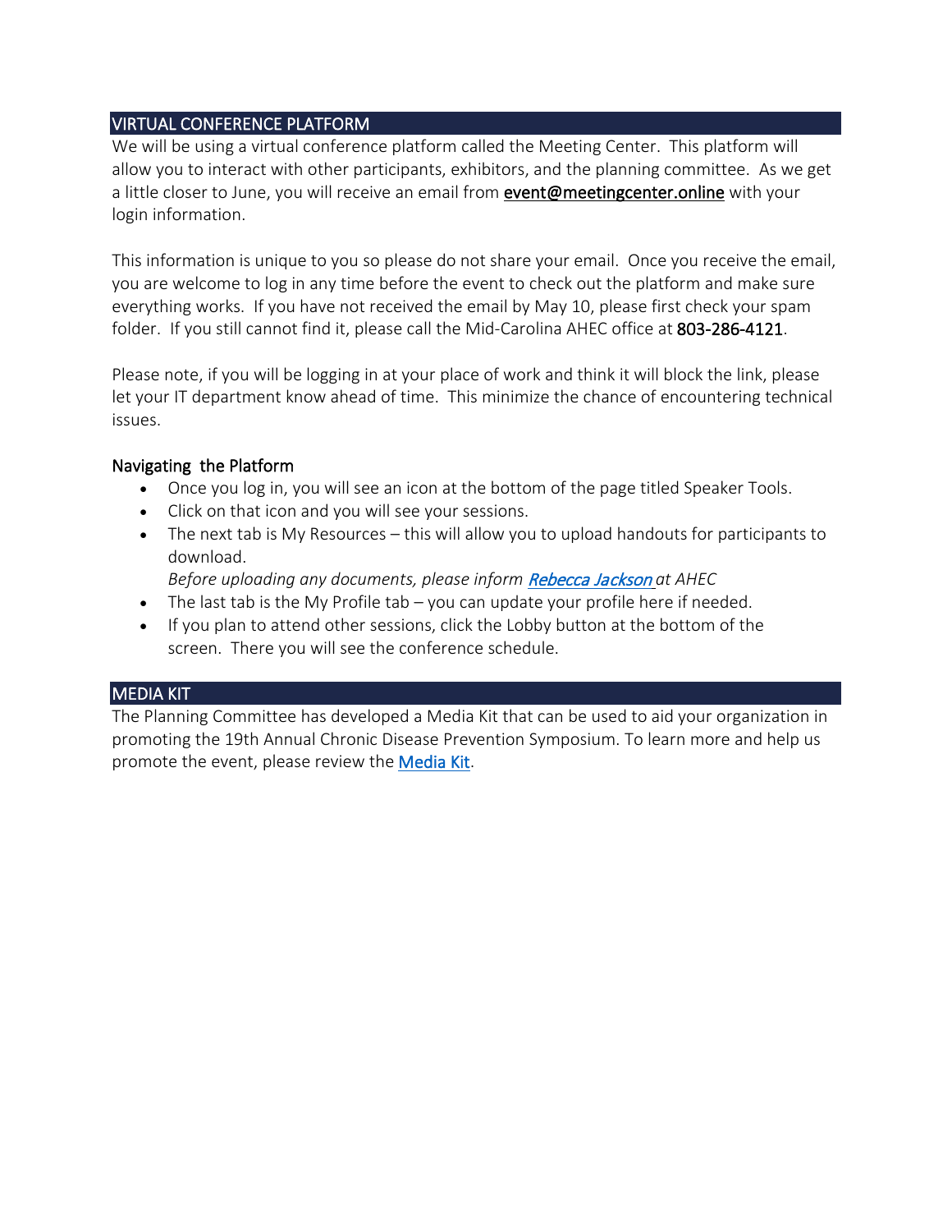## VIRTUAL CONFERENCE PLATFORM

We will be using a virtual conference platform called the Meeting Center. This platform will allow you to interact with other participants, exhibitors, and the planning committee. As we get a little closer to June, you will receive an email from **event@meetingcenter.online** with your login information.

This information is unique to you so please do not share your email. Once you receive the email, you are welcome to log in any time before the event to check out the platform and make sure everything works. If you have not received the email by May 10, please first check your spam folder. If you still cannot find it, please call the Mid-Carolina AHEC office at **803-286-4121**.

Please note, if you will be logging in at your place of work and think it will block the link, please let your IT department know ahead of time. This minimize the chance of encountering technical issues.

### Navigating the Platform

- Once you log in, you will see an icon at the bottom of the page titled Speaker Tools.
- Click on that icon and you will see your sessions.
- The next tab is My Resources – this will allow you to upload handouts for participants to download.
  *Before uploading any documents, please inform Rebecca Jackson at AHEC*
- The last tab is the My Profile tab – you can update your profile here if needed.
- If you plan to attend other sessions, click the Lobby button at the bottom of the screen. There you will see the conference schedule.

## MEDIA KIT

The Planning Committee has developed a Media Kit that can be used to aid your organization in promoting the 19th Annual Chronic Disease Prevention Symposium. To learn more and help us promote the event, please review the Media Kit.